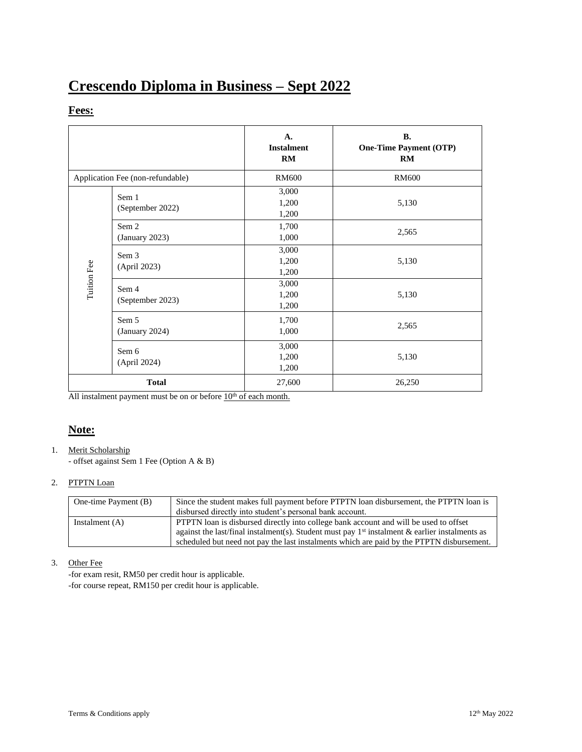# Crescendo Diploma in Business – Sept 2022

## Fees:

| | | A. Instalment RM | B. One-Time Payment (OTP) RM |
|---|---|---|---|
| Application Fee (non-refundable) | | RM600 | RM600 |
| Tuition Fee | Sem 1 (September 2022) | 3,000<br>1,200<br>1,200 | 5,130 |
| | Sem 2 (January 2023) | 1,700<br>1,000 | 2,565 |
| | Sem 3 (April 2023) | 3,000<br>1,200<br>1,200 | 5,130 |
| | Sem 4 (September 2023) | 3,000<br>1,200<br>1,200 | 5,130 |
| | Sem 5 (January 2024) | 1,700<br>1,000 | 2,565 |
| | Sem 6 (April 2024) | 3,000<br>1,200<br>1,200 | 5,130 |
| **Total** | | 27,600 | 26,250 |

All instalment payment must be on or before 10th of each month.

## Note:

1. Merit Scholarship
   - offset against Sem 1 Fee (Option A & B)

2. PTPTN Loan

| One-time Payment (B) | Since the student makes full payment before PTPTN loan disbursement, the PTPTN loan is disbursed directly into student's personal bank account. |
|---|---|
| Instalment (A) | PTPTN loan is disbursed directly into college bank account and will be used to offset against the last/final instalment(s). Student must pay 1st instalment & earlier instalments as scheduled but need not pay the last instalments which are paid by the PTPTN disbursement. |

3. Other Fee
   -for exam resit, RM50 per credit hour is applicable.
   -for course repeat, RM150 per credit hour is applicable.

Terms & Conditions apply

12th May 2022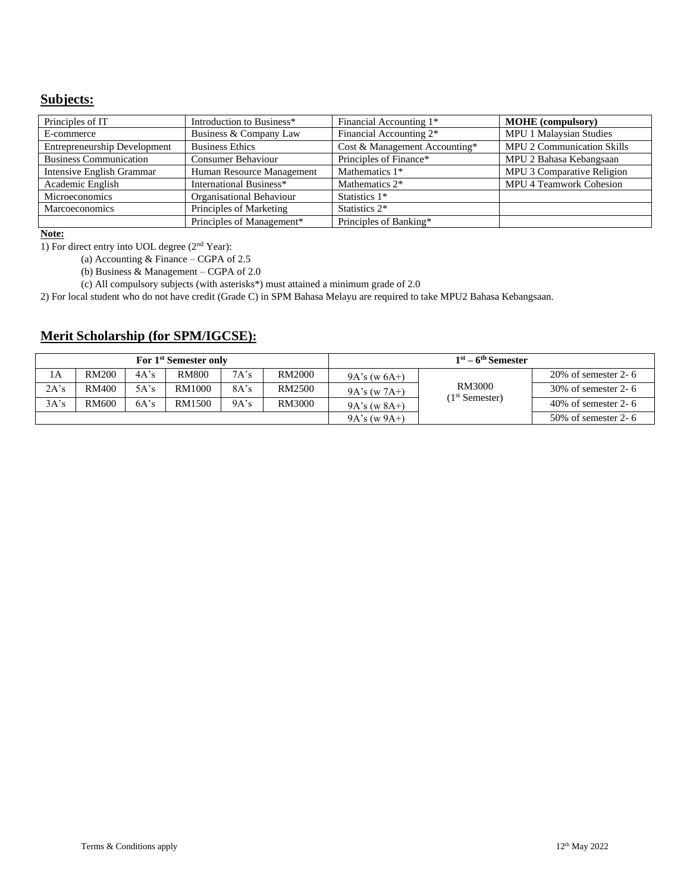## Subjects:

| | | | |
|---|---|---|---|
| Principles of IT | Introduction to Business* | Financial Accounting 1* | **MOHE (compulsory)** |
| E-commerce | Business & Company Law | Financial Accounting 2* | MPU 1 Malaysian Studies |
| Entrepreneurship Development | Business Ethics | Cost & Management Accounting* | MPU 2 Communication Skills |
| Business Communication | Consumer Behaviour | Principles of Finance* | MPU 2 Bahasa Kebangsaan |
| Intensive English Grammar | Human Resource Management | Mathematics 1* | MPU 3 Comparative Religion |
| Academic English | International Business* | Mathematics 2* | MPU 4 Teamwork Cohesion |
| Microeconomics | Organisational Behaviour | Statistics 1* | |
| Marcoeconomics | Principles of Marketing | Statistics 2* | |
| | Principles of Management* | Principles of Banking* | |

**Note:**

1) For direct entry into UOL degree (2nd Year):

   (a) Accounting & Finance – CGPA of 2.5

   (b) Business & Management – CGPA of 2.0

   (c) All compulsory subjects (with asterisks*) must attained a minimum grade of 2.0

2) For local student who do not have credit (Grade C) in SPM Bahasa Melayu are required to take MPU2 Bahasa Kebangsaan.

## Merit Scholarship (for SPM/IGCSE):

| For 1st Semester only | | | | | | 1st – 6th Semester | | |
|---|---|---|---|---|---|---|---|---|
| 1A | RM200 | 4A's | RM800 | 7A's | RM2000 | 9A's (w 6A+) | RM3000 (1st Semester) | 20% of semester 2- 6 |
| 2A's | RM400 | 5A's | RM1000 | 8A's | RM2500 | 9A's (w 7A+) | | 30% of semester 2- 6 |
| 3A's | RM600 | 6A's | RM1500 | 9A's | RM3000 | 9A's (w 8A+) | | 40% of semester 2- 6 |
| | | | | | | 9A's (w 9A+) | | 50% of semester 2- 6 |

Terms & Conditions apply

12th May 2022